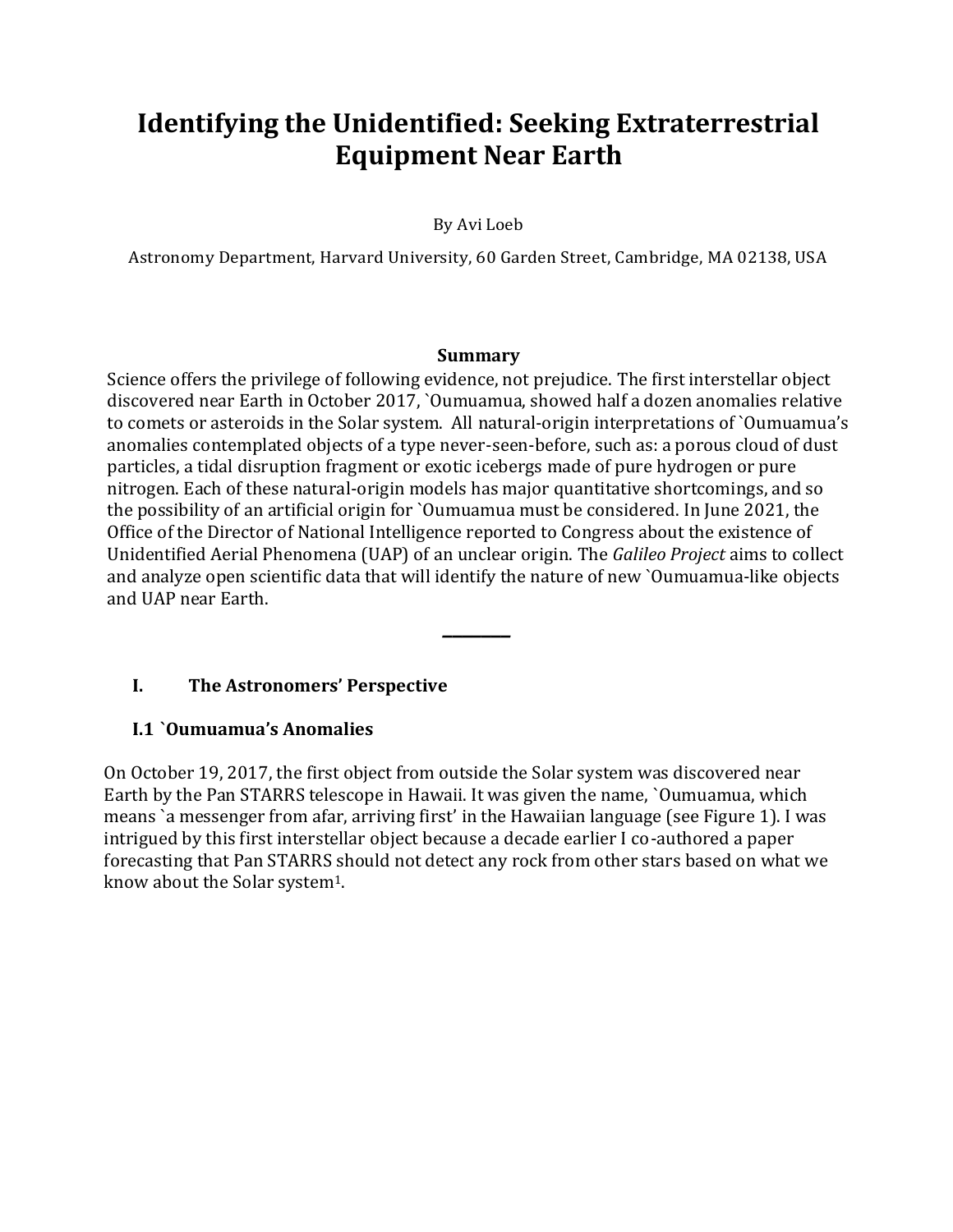# Identifying the Unidentified: Seeking Extraterrestrial Equipment Near Earth

By Avi Loeb

Astronomy Department, Harvard University, 60 Garden Street, Cambridge, MA 02138, USA

### Summary

Science offers the privilege of following evidence, not prejudice. The first interstellar object discovered near Earth in October 2017, `Oumuamua, showed half a dozen anomalies relative to comets or asteroids in the Solar system. All natural-origin interpretations of `Oumuamua's anomalies contemplated objects of a type never-seen-before, such as: a porous cloud of dust particles, a tidal disruption fragment or exotic icebergs made of pure hydrogen or pure nitrogen. Each of these natural-origin models has major quantitative shortcomings, and so the possibility of an artificial origin for `Oumuamua must be considered. In June 2021, the Office of the Director of National Intelligence reported to Congress about the existence of Unidentified Aerial Phenomena (UAP) of an unclear origin. The *Galileo Project* aims to collect and analyze open scientific data that will identify the nature of new `Oumuamua-like objects and UAP near Earth.

---

## I. The Astronomers' Perspective

### I.1 `Oumuamua's Anomalies

On October 19, 2017, the first object from outside the Solar system was discovered near Earth by the Pan STARRS telescope in Hawaii. It was given the name, `Oumuamua, which means `a messenger from afar, arriving first' in the Hawaiian language (see Figure 1). I was intrigued by this first interstellar object because a decade earlier I co-authored a paper forecasting that Pan STARRS should not detect any rock from other stars based on what we know about the Solar system[1].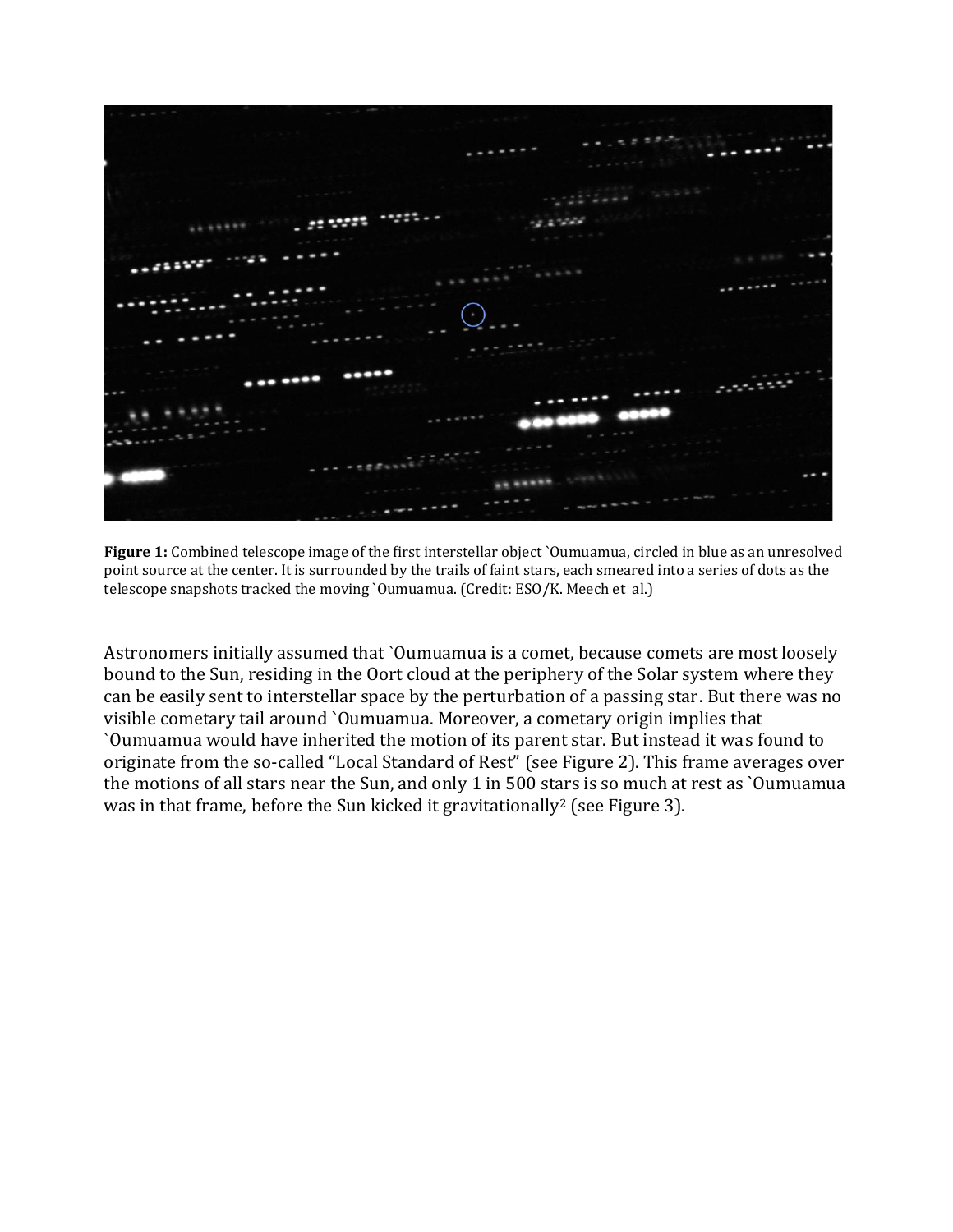**Figure 1:** Combined telescope image of the first interstellar object `Oumuamua, circled in blue as an unresolved point source at the center. It is surrounded by the trails of faint stars, each smeared into a series of dots as the telescope snapshots tracked the moving `Oumuamua. (Credit: ESO/K. Meech et al.)

Astronomers initially assumed that `Oumuamua is a comet, because comets are most loosely bound to the Sun, residing in the Oort cloud at the periphery of the Solar system where they can be easily sent to interstellar space by the perturbation of a passing star. But there was no visible cometary tail around `Oumuamua. Moreover, a cometary origin implies that `Oumuamua would have inherited the motion of its parent star. But instead it was found to originate from the so-called "Local Standard of Rest" (see Figure 2). This frame averages over the motions of all stars near the Sun, and only 1 in 500 stars is so much at rest as `Oumuamua was in that frame, before the Sun kicked it gravitationally[2] (see Figure 3).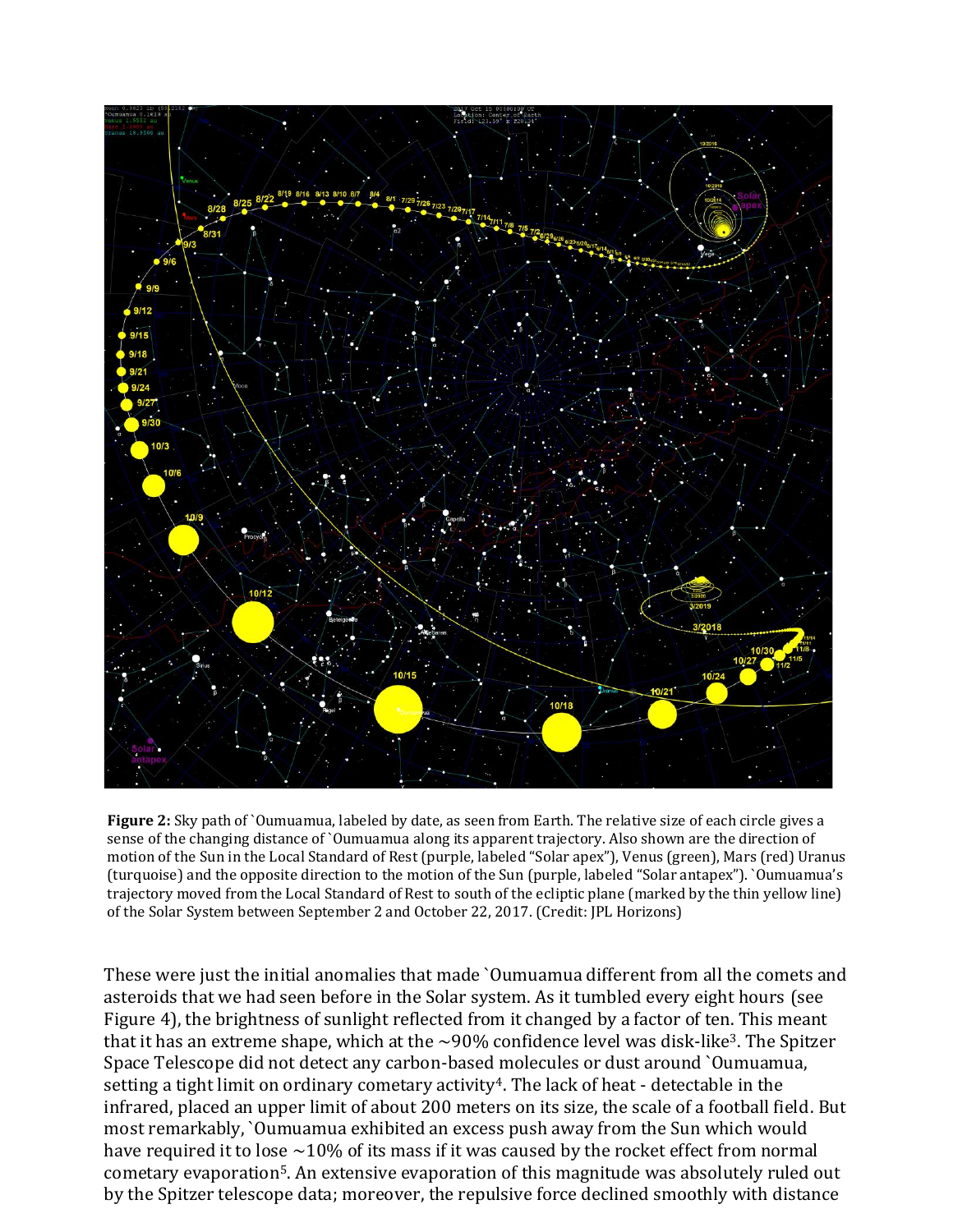**Figure 2:** Sky path of `Oumuamua, labeled by date, as seen from Earth. The relative size of each circle gives a sense of the changing distance of `Oumuamua along its apparent trajectory. Also shown are the direction of motion of the Sun in the Local Standard of Rest (purple, labeled "Solar apex"), Venus (green), Mars (red) Uranus (turquoise) and the opposite direction to the motion of the Sun (purple, labeled "Solar antapex"). `Oumuamua's trajectory moved from the Local Standard of Rest to south of the ecliptic plane (marked by the thin yellow line) of the Solar System between September 2 and October 22, 2017. (Credit: JPL Horizons)

These were just the initial anomalies that made `Oumuamua different from all the comets and asteroids that we had seen before in the Solar system. As it tumbled every eight hours (see Figure 4), the brightness of sunlight reflected from it changed by a factor of ten. This meant that it has an extreme shape, which at the ~90% confidence level was disk-like[3]. The Spitzer Space Telescope did not detect any carbon-based molecules or dust around `Oumuamua, setting a tight limit on ordinary cometary activity[4]. The lack of heat - detectable in the infrared, placed an upper limit of about 200 meters on its size, the scale of a football field. But most remarkably, `Oumuamua exhibited an excess push away from the Sun which would have required it to lose ~10% of its mass if it was caused by the rocket effect from normal cometary evaporation[5]. An extensive evaporation of this magnitude was absolutely ruled out by the Spitzer telescope data; moreover, the repulsive force declined smoothly with distance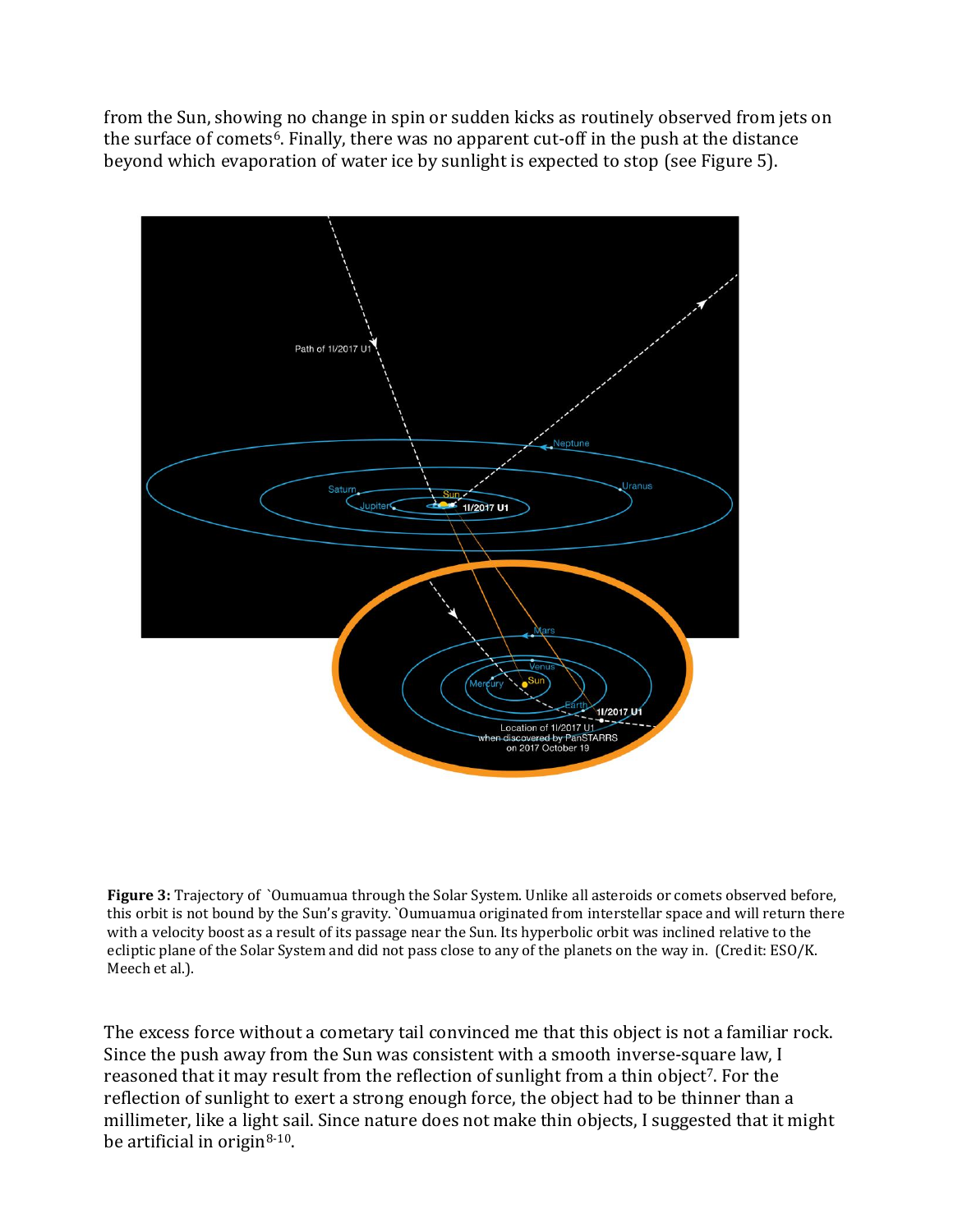from the Sun, showing no change in spin or sudden kicks as routinely observed from jets on the surface of comets[6]. Finally, there was no apparent cut-off in the push at the distance beyond which evaporation of water ice by sunlight is expected to stop (see Figure 5).

**Figure 3:** Trajectory of `Oumuamua through the Solar System. Unlike all asteroids or comets observed before, this orbit is not bound by the Sun's gravity. `Oumuamua originated from interstellar space and will return there with a velocity boost as a result of its passage near the Sun. Its hyperbolic orbit was inclined relative to the ecliptic plane of the Solar System and did not pass close to any of the planets on the way in. (Credit: ESO/K. Meech et al.).

The excess force without a cometary tail convinced me that this object is not a familiar rock. Since the push away from the Sun was consistent with a smooth inverse-square law, I reasoned that it may result from the reflection of sunlight from a thin object[7]. For the reflection of sunlight to exert a strong enough force, the object had to be thinner than a millimeter, like a light sail. Since nature does not make thin objects, I suggested that it might be artificial in origin[8-10].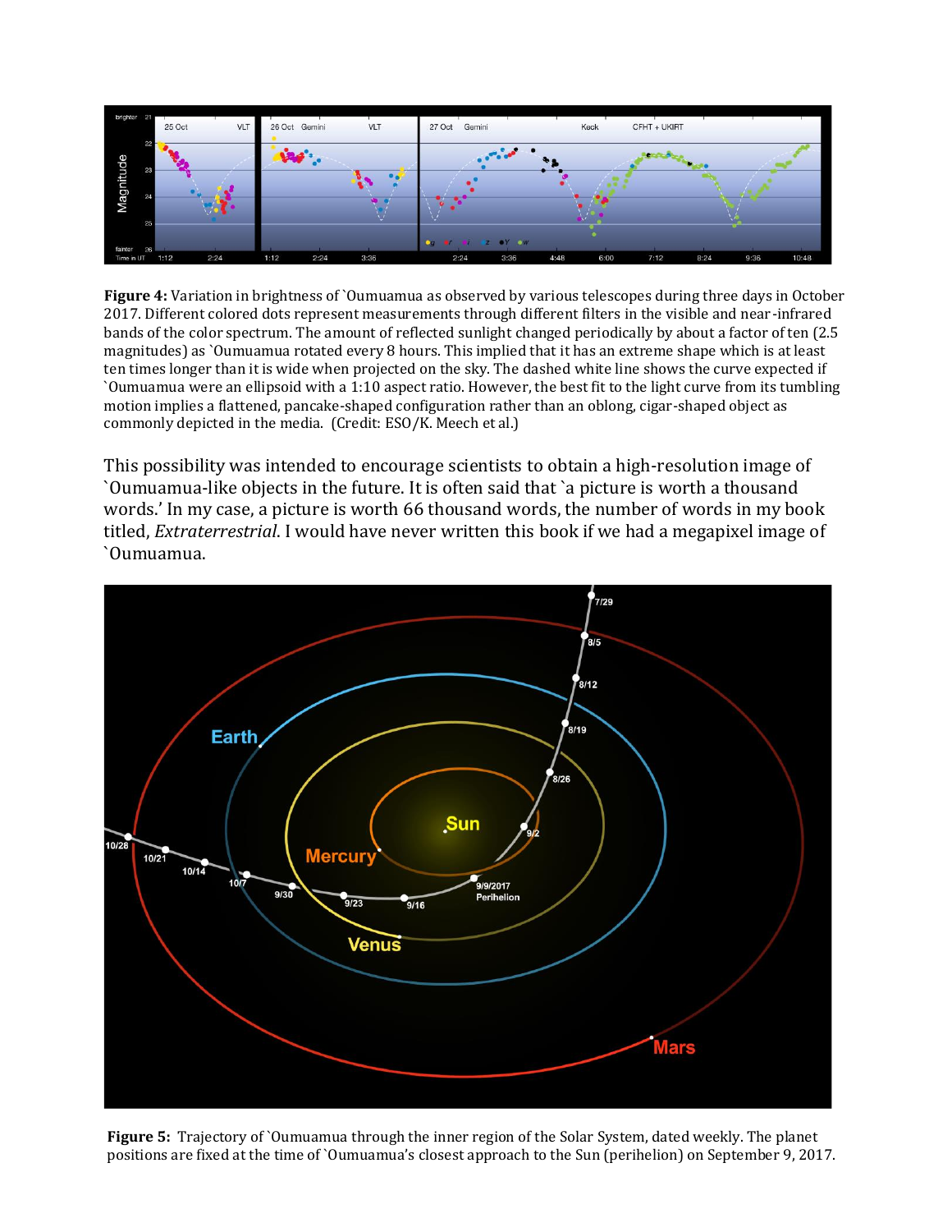**Figure 4:** Variation in brightness of `Oumuamua as observed by various telescopes during three days in October 2017. Different colored dots represent measurements through different filters in the visible and near-infrared bands of the color spectrum. The amount of reflected sunlight changed periodically by about a factor of ten (2.5 magnitudes) as `Oumuamua rotated every 8 hours. This implied that it has an extreme shape which is at least ten times longer than it is wide when projected on the sky. The dashed white line shows the curve expected if `Oumuamua were an ellipsoid with a 1:10 aspect ratio. However, the best fit to the light curve from its tumbling motion implies a flattened, pancake-shaped configuration rather than an oblong, cigar-shaped object as commonly depicted in the media. (Credit: ESO/K. Meech et al.)

This possibility was intended to encourage scientists to obtain a high-resolution image of `Oumuamua-like objects in the future. It is often said that `a picture is worth a thousand words.' In my case, a picture is worth 66 thousand words, the number of words in my book titled, *Extraterrestrial*. I would have never written this book if we had a megapixel image of `Oumuamua.

**Figure 5:** Trajectory of `Oumuamua through the inner region of the Solar System, dated weekly. The planet positions are fixed at the time of `Oumuamua's closest approach to the Sun (perihelion) on September 9, 2017.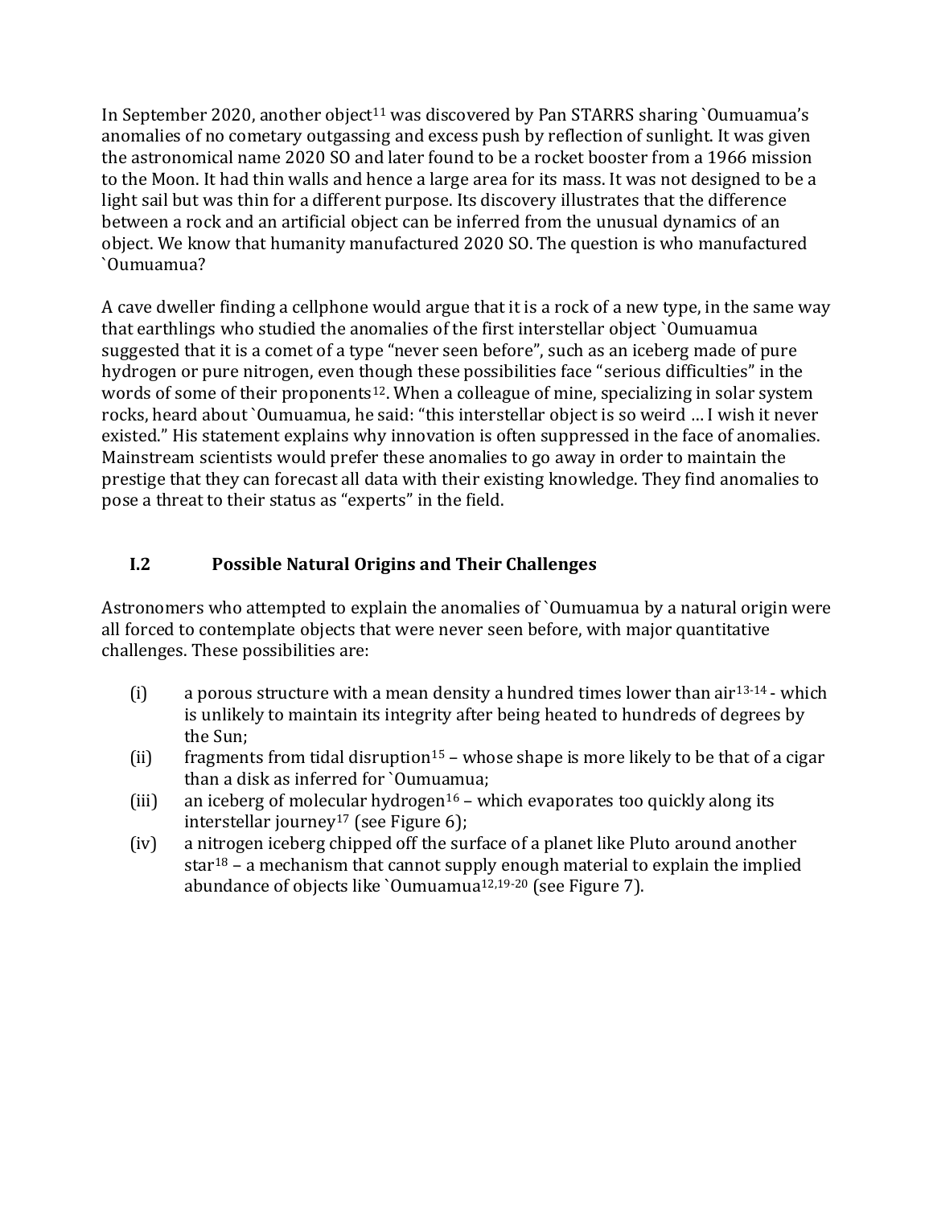In September 2020, another object[11] was discovered by Pan STARRS sharing `Oumuamua's anomalies of no cometary outgassing and excess push by reflection of sunlight. It was given the astronomical name 2020 SO and later found to be a rocket booster from a 1966 mission to the Moon. It had thin walls and hence a large area for its mass. It was not designed to be a light sail but was thin for a different purpose. Its discovery illustrates that the difference between a rock and an artificial object can be inferred from the unusual dynamics of an object. We know that humanity manufactured 2020 SO. The question is who manufactured `Oumuamua?

A cave dweller finding a cellphone would argue that it is a rock of a new type, in the same way that earthlings who studied the anomalies of the first interstellar object `Oumuamua suggested that it is a comet of a type "never seen before", such as an iceberg made of pure hydrogen or pure nitrogen, even though these possibilities face "serious difficulties" in the words of some of their proponents[12]. When a colleague of mine, specializing in solar system rocks, heard about `Oumuamua, he said: "this interstellar object is so weird … I wish it never existed." His statement explains why innovation is often suppressed in the face of anomalies. Mainstream scientists would prefer these anomalies to go away in order to maintain the prestige that they can forecast all data with their existing knowledge. They find anomalies to pose a threat to their status as "experts" in the field.

## I.2 Possible Natural Origins and Their Challenges

Astronomers who attempted to explain the anomalies of `Oumuamua by a natural origin were all forced to contemplate objects that were never seen before, with major quantitative challenges. These possibilities are:

(i) a porous structure with a mean density a hundred times lower than air[13-14] - which is unlikely to maintain its integrity after being heated to hundreds of degrees by the Sun;

(ii) fragments from tidal disruption[15] – whose shape is more likely to be that of a cigar than a disk as inferred for `Oumuamua;

(iii) an iceberg of molecular hydrogen[16] – which evaporates too quickly along its interstellar journey[17] (see Figure 6);

(iv) a nitrogen iceberg chipped off the surface of a planet like Pluto around another star[18] – a mechanism that cannot supply enough material to explain the implied abundance of objects like `Oumuamua[12,19-20] (see Figure 7).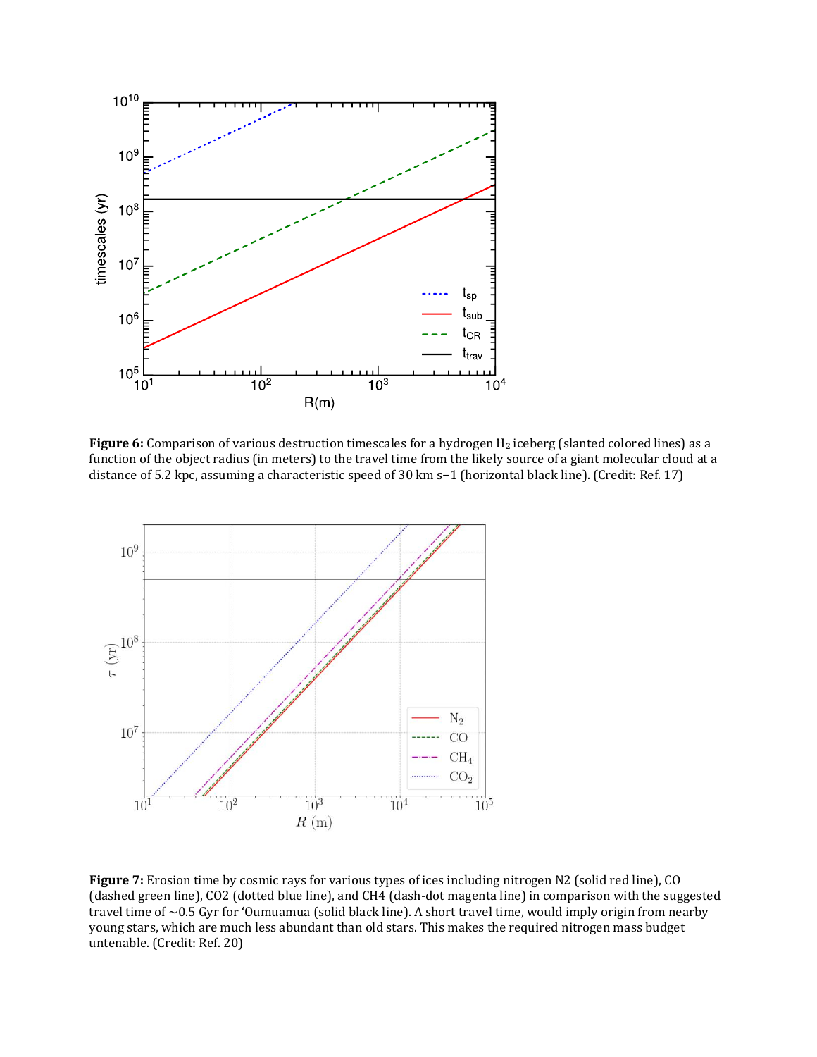**Figure 6:** Comparison of various destruction timescales for a hydrogen $H_2$ iceberg (slanted colored lines) as a function of the object radius (in meters) to the travel time from the likely source of a giant molecular cloud at a distance of 5.2 kpc, assuming a characteristic speed of 30 km s−1 (horizontal black line). (Credit: Ref. 17)

**Figure 7:** Erosion time by cosmic rays for various types of ices including nitrogen N2 (solid red line), CO (dashed green line), CO2 (dotted blue line), and CH4 (dash-dot magenta line) in comparison with the suggested travel time of ~0.5 Gyr for 'Oumuamua (solid black line). A short travel time, would imply origin from nearby young stars, which are much less abundant than old stars. This makes the required nitrogen mass budget untenable. (Credit: Ref. 20)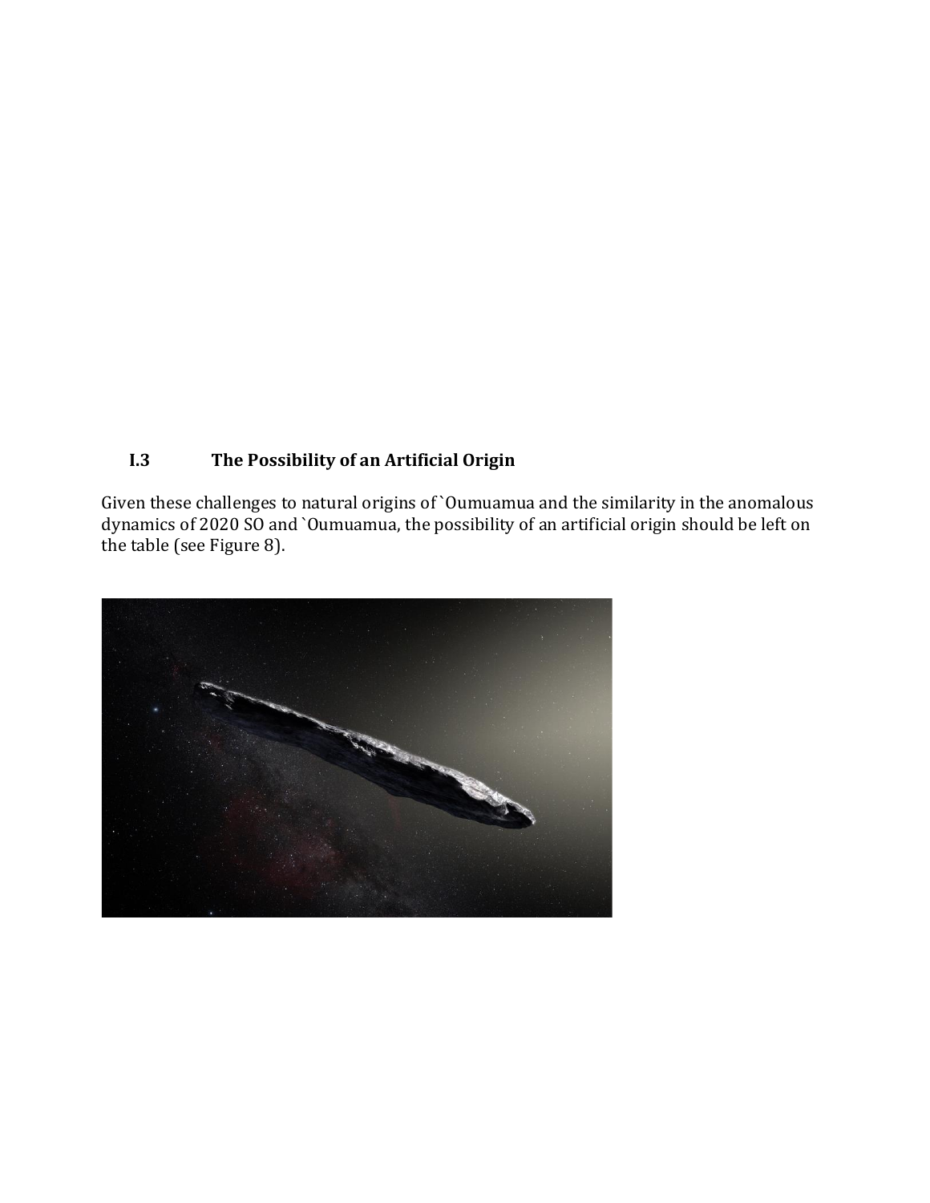## I.3 The Possibility of an Artificial Origin

Given these challenges to natural origins of `Oumuamua and the similarity in the anomalous dynamics of 2020 SO and `Oumuamua, the possibility of an artificial origin should be left on the table (see Figure 8).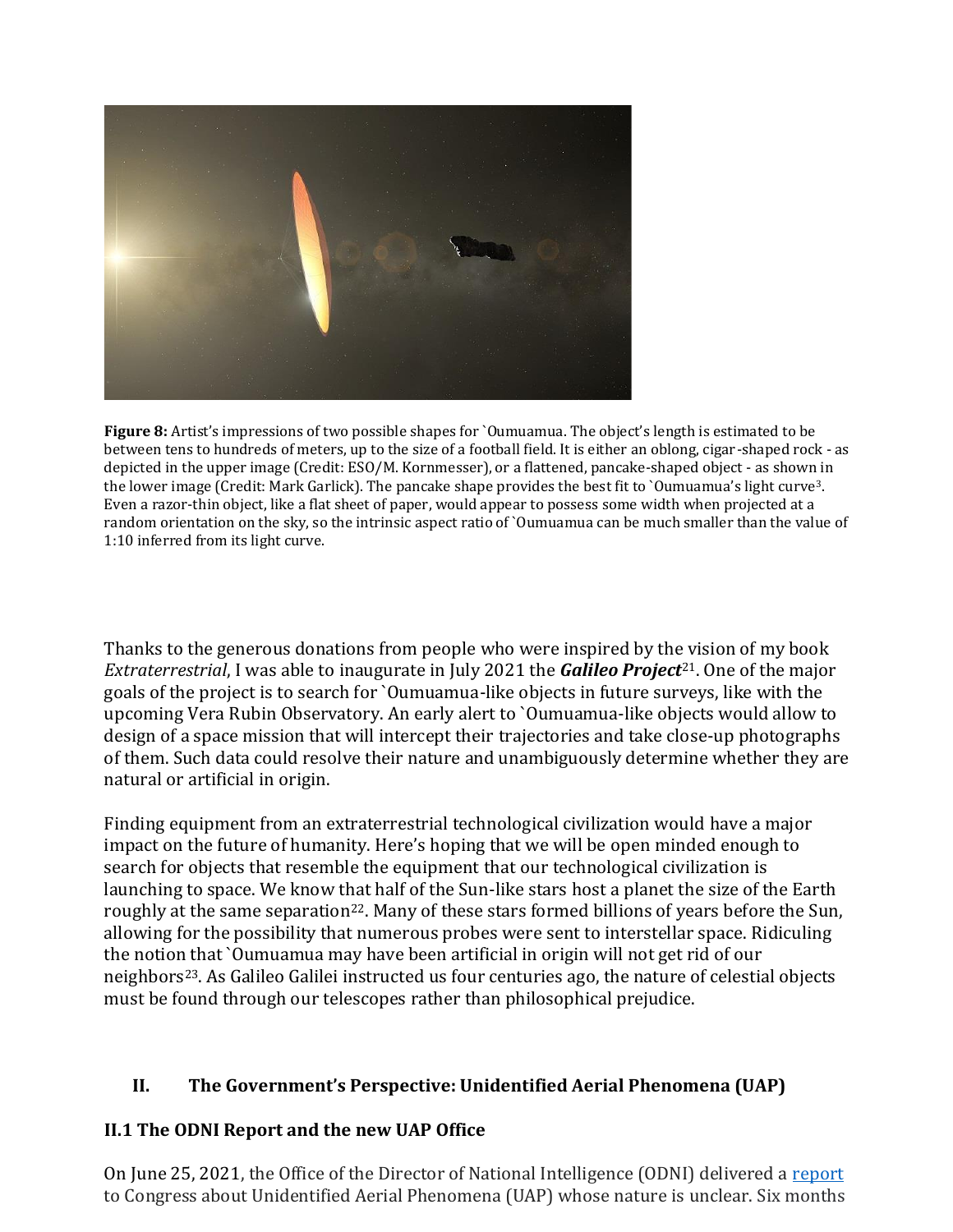**Figure 8:** Artist's impressions of two possible shapes for `Oumuamua. The object's length is estimated to be between tens to hundreds of meters, up to the size of a football field. It is either an oblong, cigar-shaped rock - as depicted in the upper image (Credit: ESO/M. Kornmesser), or a flattened, pancake-shaped object - as shown in the lower image (Credit: Mark Garlick). The pancake shape provides the best fit to `Oumuamua's light curve[3]. Even a razor-thin object, like a flat sheet of paper, would appear to possess some width when projected at a random orientation on the sky, so the intrinsic aspect ratio of `Oumuamua can be much smaller than the value of 1:10 inferred from its light curve.

Thanks to the generous donations from people who were inspired by the vision of my book *Extraterrestrial*, I was able to inaugurate in July 2021 the ***Galileo Project***[21]. One of the major goals of the project is to search for `Oumuamua-like objects in future surveys, like with the upcoming Vera Rubin Observatory. An early alert to `Oumuamua-like objects would allow to design of a space mission that will intercept their trajectories and take close-up photographs of them. Such data could resolve their nature and unambiguously determine whether they are natural or artificial in origin.

Finding equipment from an extraterrestrial technological civilization would have a major impact on the future of humanity. Here's hoping that we will be open minded enough to search for objects that resemble the equipment that our technological civilization is launching to space. We know that half of the Sun-like stars host a planet the size of the Earth roughly at the same separation[22]. Many of these stars formed billions of years before the Sun, allowing for the possibility that numerous probes were sent to interstellar space. Ridiculing the notion that `Oumuamua may have been artificial in origin will not get rid of our neighbors[23]. As Galileo Galilei instructed us four centuries ago, the nature of celestial objects must be found through our telescopes rather than philosophical prejudice.

## II. The Government's Perspective: Unidentified Aerial Phenomena (UAP)

### II.1 The ODNI Report and the new UAP Office

On June 25, 2021, the Office of the Director of National Intelligence (ODNI) delivered a report to Congress about Unidentified Aerial Phenomena (UAP) whose nature is unclear. Six months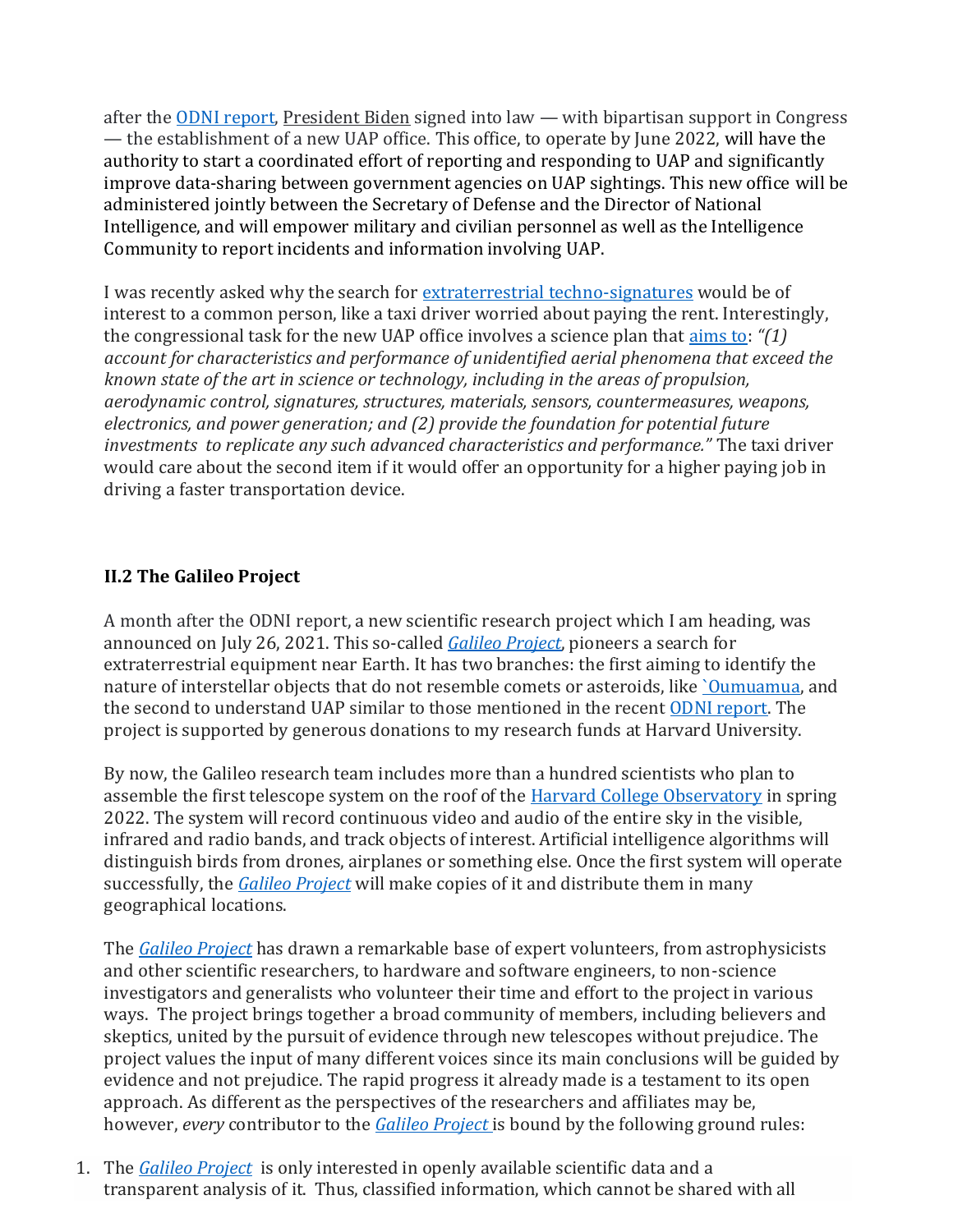after the ODNI report, President Biden signed into law — with bipartisan support in Congress — the establishment of a new UAP office. This office, to operate by June 2022, will have the authority to start a coordinated effort of reporting and responding to UAP and significantly improve data-sharing between government agencies on UAP sightings. This new office will be administered jointly between the Secretary of Defense and the Director of National Intelligence, and will empower military and civilian personnel as well as the Intelligence Community to report incidents and information involving UAP.

I was recently asked why the search for extraterrestrial techno-signatures would be of interest to a common person, like a taxi driver worried about paying the rent. Interestingly, the congressional task for the new UAP office involves a science plan that aims to: *"(1) account for characteristics and performance of unidentified aerial phenomena that exceed the known state of the art in science or technology, including in the areas of propulsion, aerodynamic control, signatures, structures, materials, sensors, countermeasures, weapons, electronics, and power generation; and (2) provide the foundation for potential future investments to replicate any such advanced characteristics and performance."* The taxi driver would care about the second item if it would offer an opportunity for a higher paying job in driving a faster transportation device.

### II.2 The Galileo Project

A month after the ODNI report, a new scientific research project which I am heading, was announced on July 26, 2021. This so-called *Galileo Project*, pioneers a search for extraterrestrial equipment near Earth. It has two branches: the first aiming to identify the nature of interstellar objects that do not resemble comets or asteroids, like `Oumuamua, and the second to understand UAP similar to those mentioned in the recent ODNI report. The project is supported by generous donations to my research funds at Harvard University.

By now, the Galileo research team includes more than a hundred scientists who plan to assemble the first telescope system on the roof of the Harvard College Observatory in spring 2022. The system will record continuous video and audio of the entire sky in the visible, infrared and radio bands, and track objects of interest. Artificial intelligence algorithms will distinguish birds from drones, airplanes or something else. Once the first system will operate successfully, the *Galileo Project* will make copies of it and distribute them in many geographical locations.

The *Galileo Project* has drawn a remarkable base of expert volunteers, from astrophysicists and other scientific researchers, to hardware and software engineers, to non-science investigators and generalists who volunteer their time and effort to the project in various ways. The project brings together a broad community of members, including believers and skeptics, united by the pursuit of evidence through new telescopes without prejudice. The project values the input of many different voices since its main conclusions will be guided by evidence and not prejudice. The rapid progress it already made is a testament to its open approach. As different as the perspectives of the researchers and affiliates may be, however, *every* contributor to the *Galileo Project* is bound by the following ground rules:

1. The *Galileo Project* is only interested in openly available scientific data and a transparent analysis of it. Thus, classified information, which cannot be shared with all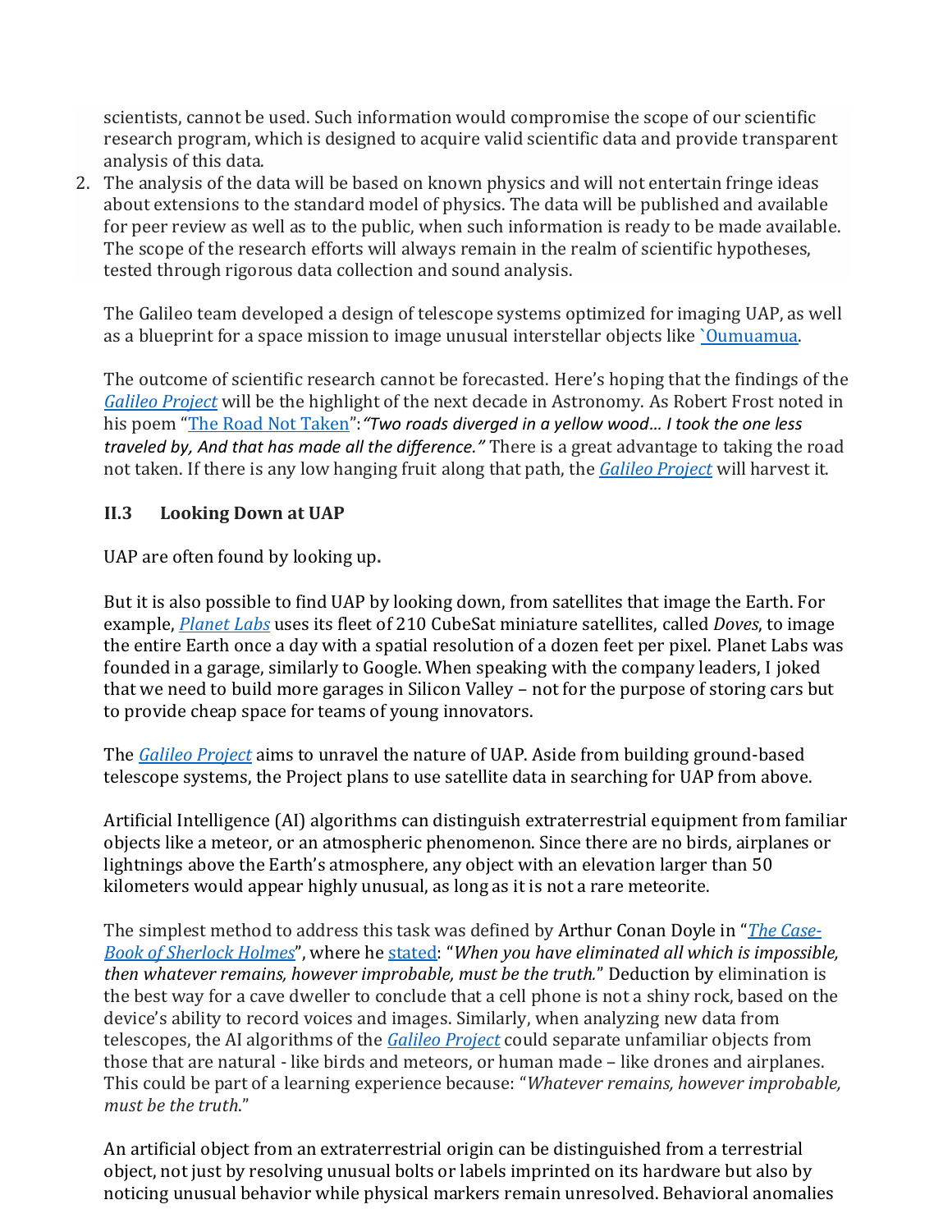scientists, cannot be used. Such information would compromise the scope of our scientific research program, which is designed to acquire valid scientific data and provide transparent analysis of this data.

2. The analysis of the data will be based on known physics and will not entertain fringe ideas about extensions to the standard model of physics. The data will be published and available for peer review as well as to the public, when such information is ready to be made available. The scope of the research efforts will always remain in the realm of scientific hypotheses, tested through rigorous data collection and sound analysis.

The Galileo team developed a design of telescope systems optimized for imaging UAP, as well as a blueprint for a space mission to image unusual interstellar objects like `Oumuamua.

The outcome of scientific research cannot be forecasted. Here's hoping that the findings of the *Galileo Project* will be the highlight of the next decade in Astronomy. As Robert Frost noted in his poem "The Road Not Taken": ***"Two roads diverged in a yellow wood… I took the one less traveled by, And that has made all the difference."*** There is a great advantage to taking the road not taken. If there is any low hanging fruit along that path, the *Galileo Project* will harvest it.

### II.3 Looking Down at UAP

UAP are often found by looking up**.**

But it is also possible to find UAP by looking down, from satellites that image the Earth. For example, *Planet Labs* uses its fleet of 210 CubeSat miniature satellites, called *Doves*, to image the entire Earth once a day with a spatial resolution of a dozen feet per pixel. Planet Labs was founded in a garage, similarly to Google. When speaking with the company leaders, I joked that we need to build more garages in Silicon Valley – not for the purpose of storing cars but to provide cheap space for teams of young innovators.

The *Galileo Project* aims to unravel the nature of UAP. Aside from building ground-based telescope systems, the Project plans to use satellite data in searching for UAP from above.

Artificial Intelligence (AI) algorithms can distinguish extraterrestrial equipment from familiar objects like a meteor, or an atmospheric phenomenon. Since there are no birds, airplanes or lightnings above the Earth's atmosphere, any object with an elevation larger than 50 kilometers would appear highly unusual, as long as it is not a rare meteorite.

The simplest method to address this task was defined by Arthur Conan Doyle in "*The Case-Book of Sherlock Holmes*", where he stated: "*When you have eliminated all which is impossible, then whatever remains, however improbable, must be the truth.*" Deduction by elimination is the best way for a cave dweller to conclude that a cell phone is not a shiny rock, based on the device's ability to record voices and images. Similarly, when analyzing new data from telescopes, the AI algorithms of the *Galileo Project* could separate unfamiliar objects from those that are natural - like birds and meteors, or human made – like drones and airplanes. This could be part of a learning experience because: "*Whatever remains, however improbable, must be the truth.*"

An artificial object from an extraterrestrial origin can be distinguished from a terrestrial object, not just by resolving unusual bolts or labels imprinted on its hardware but also by noticing unusual behavior while physical markers remain unresolved. Behavioral anomalies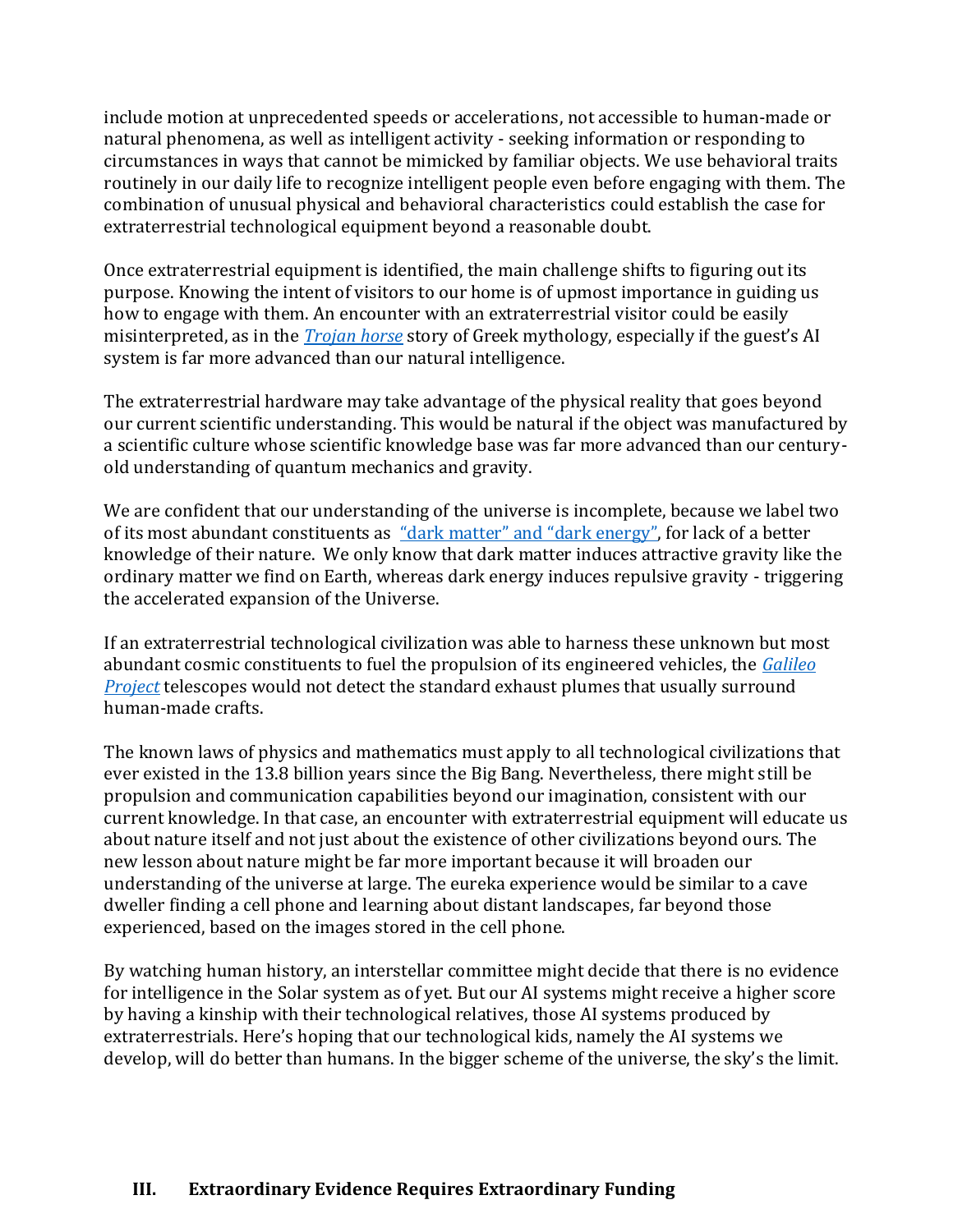include motion at unprecedented speeds or accelerations, not accessible to human-made or natural phenomena, as well as intelligent activity - seeking information or responding to circumstances in ways that cannot be mimicked by familiar objects. We use behavioral traits routinely in our daily life to recognize intelligent people even before engaging with them. The combination of unusual physical and behavioral characteristics could establish the case for extraterrestrial technological equipment beyond a reasonable doubt.

Once extraterrestrial equipment is identified, the main challenge shifts to figuring out its purpose. Knowing the intent of visitors to our home is of upmost importance in guiding us how to engage with them. An encounter with an extraterrestrial visitor could be easily misinterpreted, as in the *Trojan horse* story of Greek mythology, especially if the guest's AI system is far more advanced than our natural intelligence.

The extraterrestrial hardware may take advantage of the physical reality that goes beyond our current scientific understanding. This would be natural if the object was manufactured by a scientific culture whose scientific knowledge base was far more advanced than our century-old understanding of quantum mechanics and gravity.

We are confident that our understanding of the universe is incomplete, because we label two of its most abundant constituents as "dark matter" and "dark energy", for lack of a better knowledge of their nature. We only know that dark matter induces attractive gravity like the ordinary matter we find on Earth, whereas dark energy induces repulsive gravity - triggering the accelerated expansion of the Universe.

If an extraterrestrial technological civilization was able to harness these unknown but most abundant cosmic constituents to fuel the propulsion of its engineered vehicles, the *Galileo Project* telescopes would not detect the standard exhaust plumes that usually surround human-made crafts.

The known laws of physics and mathematics must apply to all technological civilizations that ever existed in the 13.8 billion years since the Big Bang. Nevertheless, there might still be propulsion and communication capabilities beyond our imagination, consistent with our current knowledge. In that case, an encounter with extraterrestrial equipment will educate us about nature itself and not just about the existence of other civilizations beyond ours. The new lesson about nature might be far more important because it will broaden our understanding of the universe at large. The eureka experience would be similar to a cave dweller finding a cell phone and learning about distant landscapes, far beyond those experienced, based on the images stored in the cell phone.

By watching human history, an interstellar committee might decide that there is no evidence for intelligence in the Solar system as of yet. But our AI systems might receive a higher score by having a kinship with their technological relatives, those AI systems produced by extraterrestrials. Here's hoping that our technological kids, namely the AI systems we develop, will do better than humans. In the bigger scheme of the universe, the sky's the limit.

## III. Extraordinary Evidence Requires Extraordinary Funding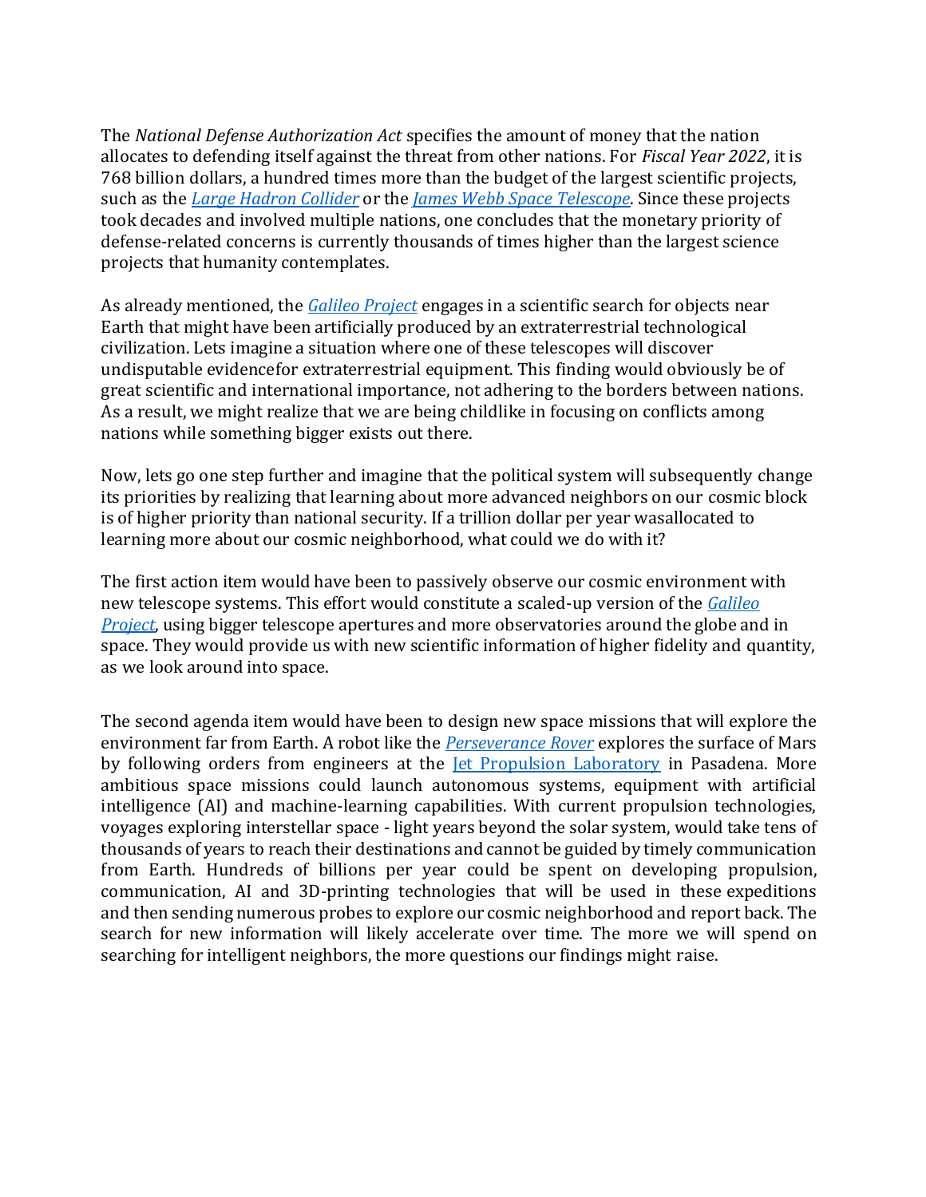The *National Defense Authorization Act* specifies the amount of money that the nation allocates to defending itself against the threat from other nations. For *Fiscal Year 2022*, it is 768 billion dollars, a hundred times more than the budget of the largest scientific projects, such as the [*Large Hadron Collider*]() or the [*James Webb Space Telescope*](). Since these projects took decades and involved multiple nations, one concludes that the monetary priority of defense-related concerns is currently thousands of times higher than the largest science projects that humanity contemplates.

As already mentioned, the [*Galileo Project*]() engages in a scientific search for objects near Earth that might have been artificially produced by an extraterrestrial technological civilization. Lets imagine a situation where one of these telescopes will discover undisputable evidencefor extraterrestrial equipment. This finding would obviously be of great scientific and international importance, not adhering to the borders between nations. As a result, we might realize that we are being childlike in focusing on conflicts among nations while something bigger exists out there.

Now, lets go one step further and imagine that the political system will subsequently change its priorities by realizing that learning about more advanced neighbors on our cosmic block is of higher priority than national security. If a trillion dollar per year wasallocated to learning more about our cosmic neighborhood, what could we do with it?

The first action item would have been to passively observe our cosmic environment with new telescope systems. This effort would constitute a scaled-up version of the [*Galileo Project*](), using bigger telescope apertures and more observatories around the globe and in space. They would provide us with new scientific information of higher fidelity and quantity, as we look around into space.

The second agenda item would have been to design new space missions that will explore the environment far from Earth. A robot like the [*Perseverance Rover*]() explores the surface of Mars by following orders from engineers at the [Jet Propulsion Laboratory]() in Pasadena. More ambitious space missions could launch autonomous systems, equipment with artificial intelligence (AI) and machine-learning capabilities. With current propulsion technologies, voyages exploring interstellar space - light years beyond the solar system, would take tens of thousands of years to reach their destinations and cannot be guided by timely communication from Earth. Hundreds of billions per year could be spent on developing propulsion, communication, AI and 3D-printing technologies that will be used in these expeditions and then sending numerous probes to explore our cosmic neighborhood and report back. The search for new information will likely accelerate over time. The more we will spend on searching for intelligent neighbors, the more questions our findings might raise.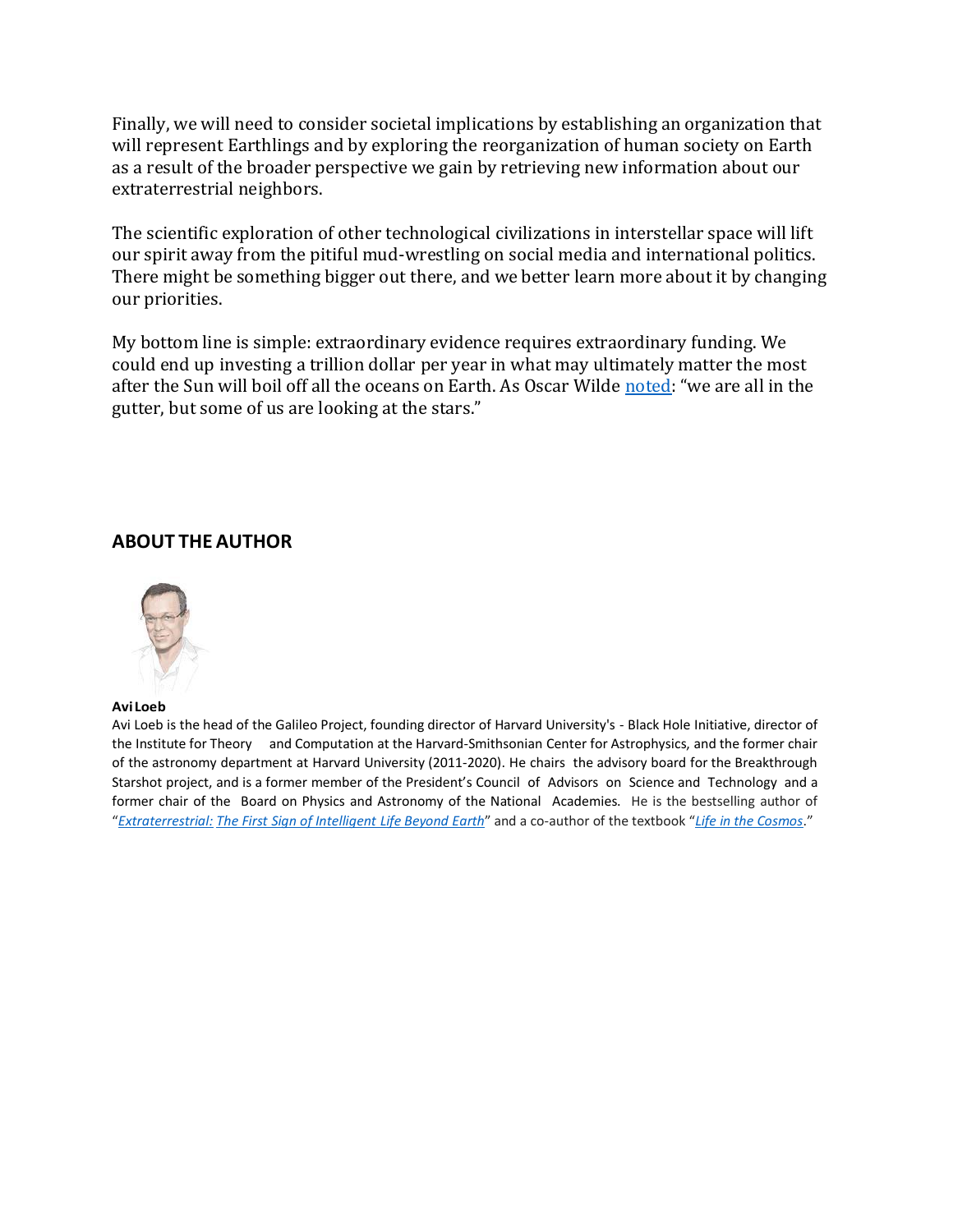Finally, we will need to consider societal implications by establishing an organization that will represent Earthlings and by exploring the reorganization of human society on Earth as a result of the broader perspective we gain by retrieving new information about our extraterrestrial neighbors.

The scientific exploration of other technological civilizations in interstellar space will lift our spirit away from the pitiful mud-wrestling on social media and international politics. There might be something bigger out there, and we better learn more about it by changing our priorities.

My bottom line is simple: extraordinary evidence requires extraordinary funding. We could end up investing a trillion dollar per year in what may ultimately matter the most after the Sun will boil off all the oceans on Earth. As Oscar Wilde noted: "we are all in the gutter, but some of us are looking at the stars."

## ABOUT THE AUTHOR

**Avi Loeb**

Avi Loeb is the head of the Galileo Project, founding director of Harvard University's - Black Hole Initiative, director of the Institute for Theory and Computation at the Harvard-Smithsonian Center for Astrophysics, and the former chair of the astronomy department at Harvard University (2011-2020). He chairs the advisory board for the Breakthrough Starshot project, and is a former member of the President's Council of Advisors on Science and Technology and a former chair of the Board on Physics and Astronomy of the National Academies. He is the bestselling author of "*Extraterrestrial: The First Sign of Intelligent Life Beyond Earth*" and a co-author of the textbook "*Life in the Cosmos*."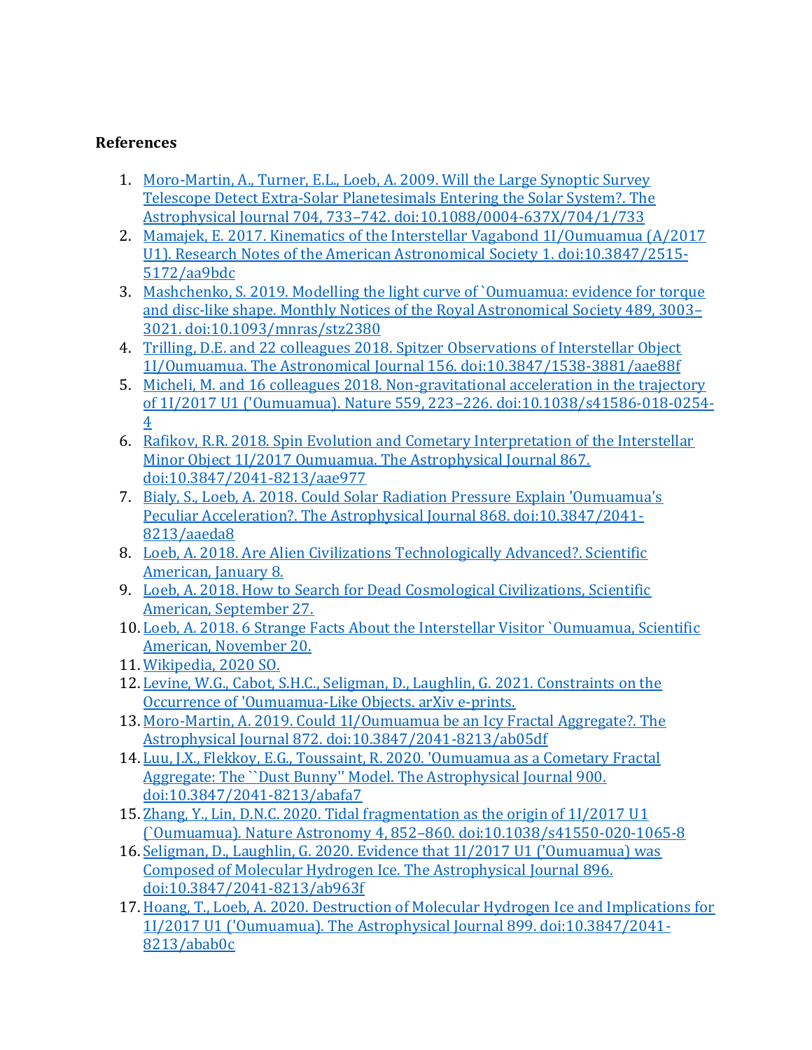**References**

1. Moro-Martin, A., Turner, E.L., Loeb, A. 2009. Will the Large Synoptic Survey Telescope Detect Extra-Solar Planetesimals Entering the Solar System?. The Astrophysical Journal 704, 733–742. doi:10.1088/0004-637X/704/1/733
2. Mamajek, E. 2017. Kinematics of the Interstellar Vagabond 1I/Oumuamua (A/2017 U1). Research Notes of the American Astronomical Society 1. doi:10.3847/2515-5172/aa9bdc
3. Mashchenko, S. 2019. Modelling the light curve of `Oumuamua: evidence for torque and disc-like shape. Monthly Notices of the Royal Astronomical Society 489, 3003–3021. doi:10.1093/mnras/stz2380
4. Trilling, D.E. and 22 colleagues 2018. Spitzer Observations of Interstellar Object 1I/Oumuamua. The Astronomical Journal 156. doi:10.3847/1538-3881/aae88f
5. Micheli, M. and 16 colleagues 2018. Non-gravitational acceleration in the trajectory of 1I/2017 U1 ('Oumuamua). Nature 559, 223–226. doi:10.1038/s41586-018-0254-4
6. Rafikov, R.R. 2018. Spin Evolution and Cometary Interpretation of the Interstellar Minor Object 1I/2017 Oumuamua. The Astrophysical Journal 867. doi:10.3847/2041-8213/aae977
7. Bialy, S., Loeb, A. 2018. Could Solar Radiation Pressure Explain 'Oumuamua's Peculiar Acceleration?. The Astrophysical Journal 868. doi:10.3847/2041-8213/aaeda8
8. Loeb, A. 2018. Are Alien Civilizations Technologically Advanced?. Scientific American, January 8.
9. Loeb, A. 2018. How to Search for Dead Cosmological Civilizations, Scientific American, September 27.
10. Loeb, A. 2018. 6 Strange Facts About the Interstellar Visitor `Oumuamua, Scientific American, November 20.
11. Wikipedia, 2020 SO.
12. Levine, W.G., Cabot, S.H.C., Seligman, D., Laughlin, G. 2021. Constraints on the Occurrence of 'Oumuamua-Like Objects. arXiv e-prints.
13. Moro-Martin, A. 2019. Could 1I/Oumuamua be an Icy Fractal Aggregate?. The Astrophysical Journal 872. doi:10.3847/2041-8213/ab05df
14. Luu, J.X., Flekkoy, E.G., Toussaint, R. 2020. 'Oumuamua as a Cometary Fractal Aggregate: The ``Dust Bunny'' Model. The Astrophysical Journal 900. doi:10.3847/2041-8213/abafa7
15. Zhang, Y., Lin, D.N.C. 2020. Tidal fragmentation as the origin of 1I/2017 U1 (`Oumuamua). Nature Astronomy 4, 852–860. doi:10.1038/s41550-020-1065-8
16. Seligman, D., Laughlin, G. 2020. Evidence that 1I/2017 U1 ('Oumuamua) was Composed of Molecular Hydrogen Ice. The Astrophysical Journal 896. doi:10.3847/2041-8213/ab963f
17. Hoang, T., Loeb, A. 2020. Destruction of Molecular Hydrogen Ice and Implications for 1I/2017 U1 ('Oumuamua). The Astrophysical Journal 899. doi:10.3847/2041-8213/abab0c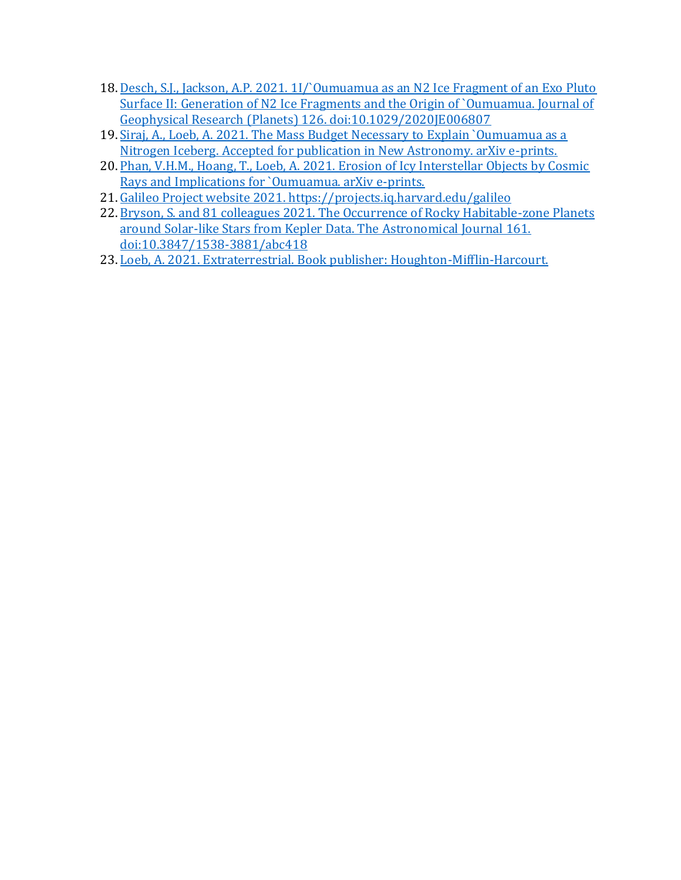18. Desch, S.J., Jackson, A.P. 2021. 1I/`Oumuamua as an N2 Ice Fragment of an Exo Pluto Surface II: Generation of N2 Ice Fragments and the Origin of `Oumuamua. Journal of Geophysical Research (Planets) 126. doi:10.1029/2020JE006807
19. Siraj, A., Loeb, A. 2021. The Mass Budget Necessary to Explain `Oumuamua as a Nitrogen Iceberg. Accepted for publication in New Astronomy. arXiv e-prints.
20. Phan, V.H.M., Hoang, T., Loeb, A. 2021. Erosion of Icy Interstellar Objects by Cosmic Rays and Implications for `Oumuamua. arXiv e-prints.
21. Galileo Project website 2021. https://projects.iq.harvard.edu/galileo
22. Bryson, S. and 81 colleagues 2021. The Occurrence of Rocky Habitable-zone Planets around Solar-like Stars from Kepler Data. The Astronomical Journal 161. doi:10.3847/1538-3881/abc418
23. Loeb, A. 2021. Extraterrestrial. Book publisher: Houghton-Mifflin-Harcourt.